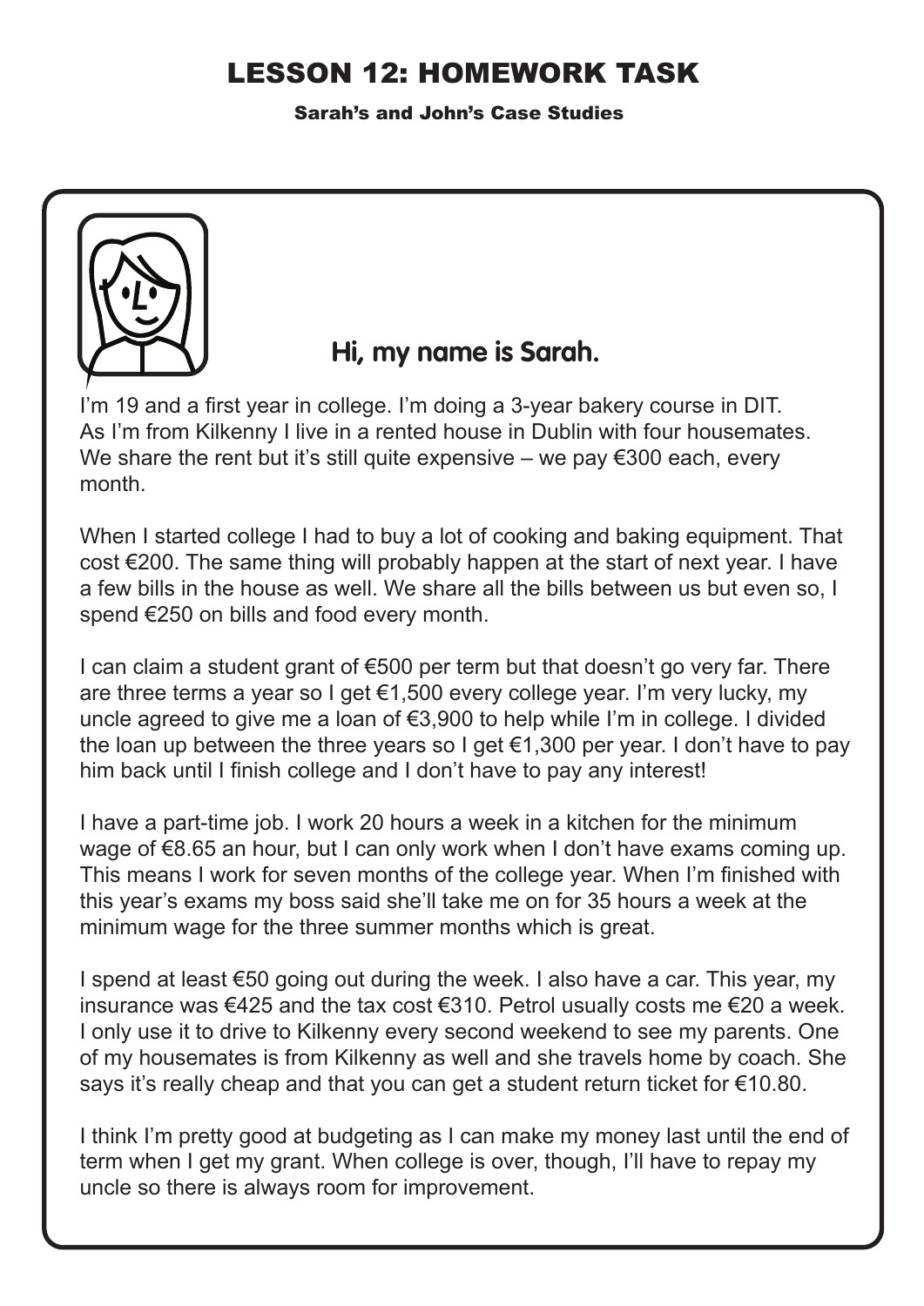# LESSON 12: HOMEWORK TASK

**Sarah's and John's Case Studies**

## Hi, my name is Sarah.

I'm 19 and a first year in college. I'm doing a 3-year bakery course in DIT. As I'm from Kilkenny I live in a rented house in Dublin with four housemates. We share the rent but it's still quite expensive – we pay €300 each, every month.

When I started college I had to buy a lot of cooking and baking equipment. That cost €200. The same thing will probably happen at the start of next year. I have a few bills in the house as well. We share all the bills between us but even so, I spend €250 on bills and food every month.

I can claim a student grant of €500 per term but that doesn't go very far. There are three terms a year so I get €1,500 every college year. I'm very lucky, my uncle agreed to give me a loan of €3,900 to help while I'm in college. I divided the loan up between the three years so I get €1,300 per year. I don't have to pay him back until I finish college and I don't have to pay any interest!

I have a part-time job. I work 20 hours a week in a kitchen for the minimum wage of €8.65 an hour, but I can only work when I don't have exams coming up. This means I work for seven months of the college year. When I'm finished with this year's exams my boss said she'll take me on for 35 hours a week at the minimum wage for the three summer months which is great.

I spend at least €50 going out during the week. I also have a car. This year, my insurance was €425 and the tax cost €310. Petrol usually costs me €20 a week. I only use it to drive to Kilkenny every second weekend to see my parents. One of my housemates is from Kilkenny as well and she travels home by coach. She says it's really cheap and that you can get a student return ticket for €10.80.

I think I'm pretty good at budgeting as I can make my money last until the end of term when I get my grant. When college is over, though, I'll have to repay my uncle so there is always room for improvement.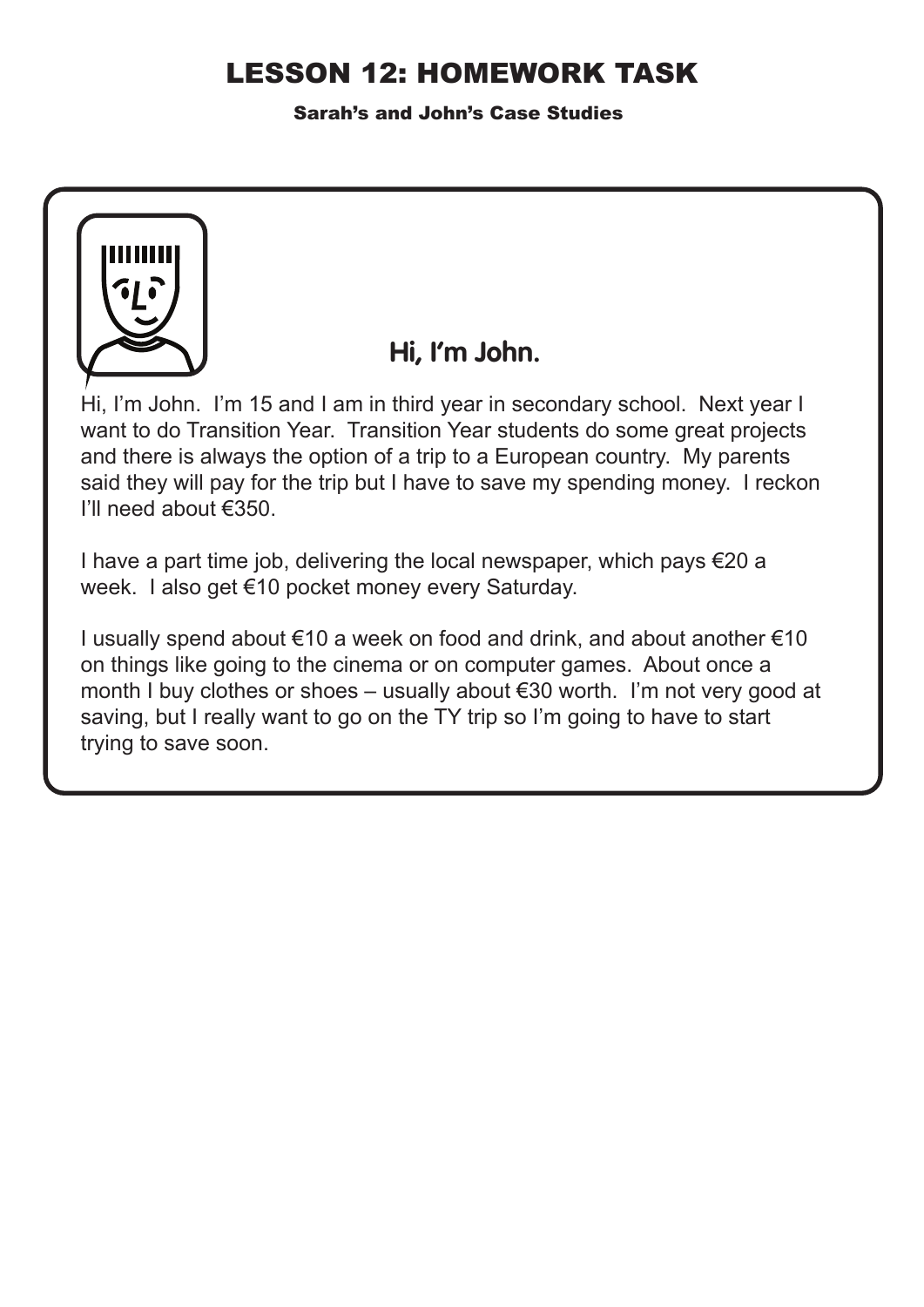# LESSON 12: HOMEWORK TASK

**Sarah's and John's Case Studies**

## Hi, I'm John.

Hi, I'm John. I'm 15 and I am in third year in secondary school. Next year I want to do Transition Year. Transition Year students do some great projects and there is always the option of a trip to a European country. My parents said they will pay for the trip but I have to save my spending money. I reckon I'll need about €350.

I have a part time job, delivering the local newspaper, which pays €20 a week. I also get €10 pocket money every Saturday.

I usually spend about €10 a week on food and drink, and about another €10 on things like going to the cinema or on computer games. About once a month I buy clothes or shoes – usually about €30 worth. I'm not very good at saving, but I really want to go on the TY trip so I'm going to have to start trying to save soon.